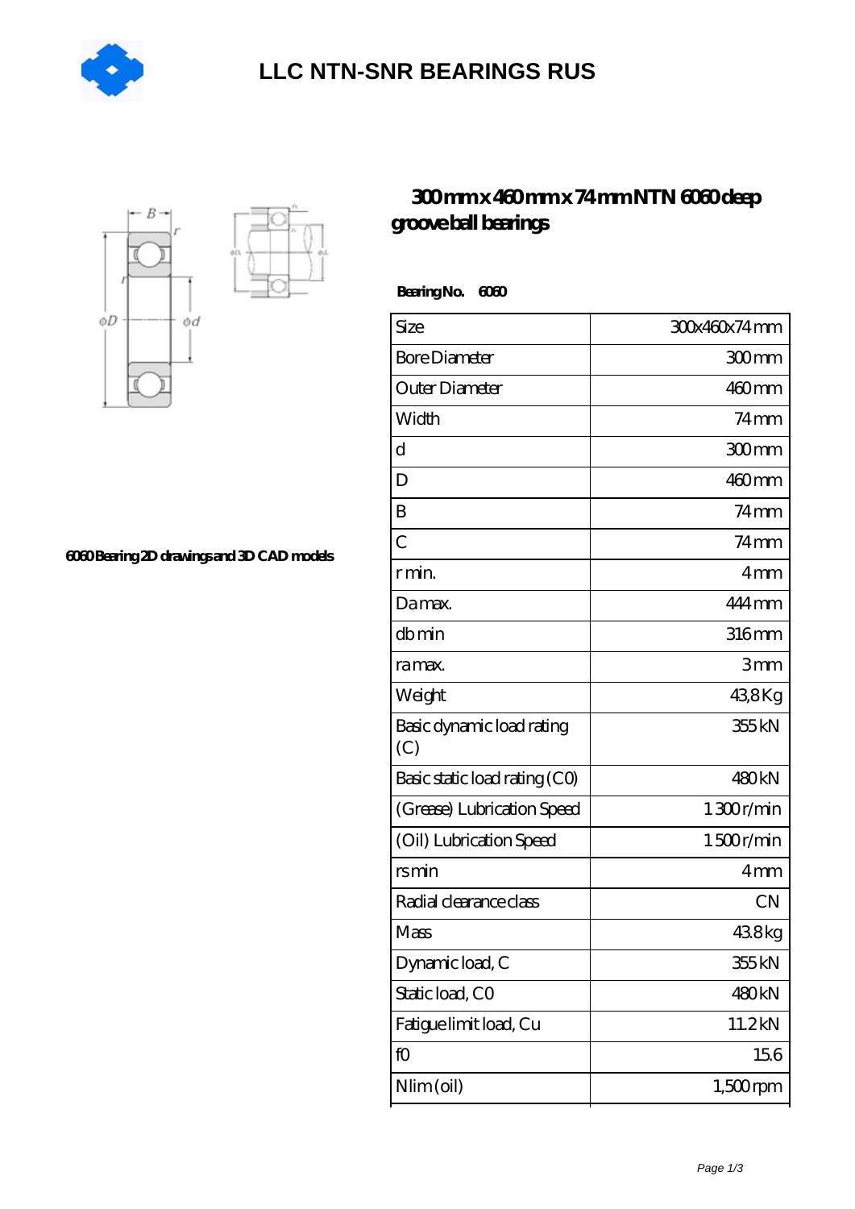# LLC NTN-SNR BEARINGS RUS

## 300 mm x 460 mm x 74 mm NTN 6060 deep groove ball bearings

6060 Bearing 2D drawings and 3D CAD models

**Bearing No. 6060**

| Size | 300x460x74 mm |
|---|---|
| Bore Diameter | 300 mm |
| Outer Diameter | 460 mm |
| Width | 74 mm |
| d | 300 mm |
| D | 460 mm |
| B | 74 mm |
| C | 74 mm |
| r min. | 4 mm |
| Da max. | 444 mm |
| db min | 316 mm |
| ra max. | 3 mm |
| Weight | 43,8 Kg |
| Basic dynamic load rating (C) | 355 kN |
| Basic static load rating (C0) | 480 kN |
| (Grease) Lubrication Speed | 1 300 r/min |
| (Oil) Lubrication Speed | 1 500 r/min |
| rs min | 4 mm |
| Radial clearance class | CN |
| Mass | 43.8 kg |
| Dynamic load, C | 355 kN |
| Static load, C0 | 480 kN |
| Fatigue limit load, Cu | 11.2 kN |
| f0 | 15.6 |
| Nlim (oil) | 1,500 rpm |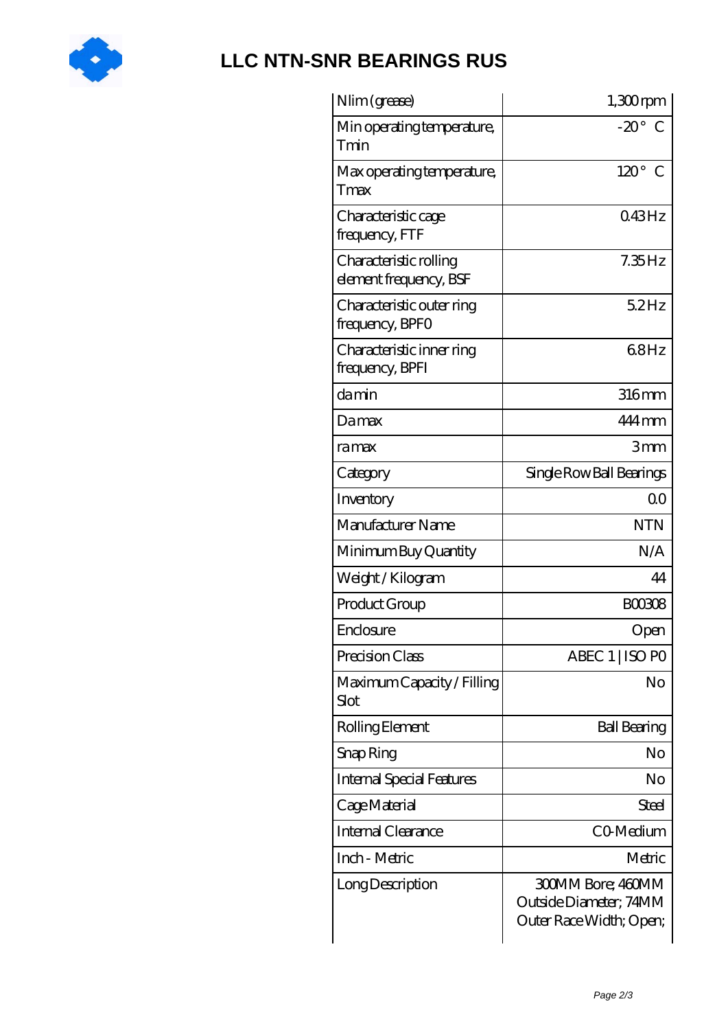# LLC NTN-SNR BEARINGS RUS

| | |
|---|---|
| Nlim (grease) | 1,300 rpm |
| Min operating temperature, Tmin | -20 ° C |
| Max operating temperature, Tmax | 120 ° C |
| Characteristic cage frequency, FTF | 0.43 Hz |
| Characteristic rolling element frequency, BSF | 7.35 Hz |
| Characteristic outer ring frequency, BPFO | 5.2 Hz |
| Characteristic inner ring frequency, BPFI | 6.8 Hz |
| da min | 316 mm |
| Da max | 444 mm |
| ra max | 3 mm |
| Category | Single Row Ball Bearings |
| Inventory | 0.0 |
| Manufacturer Name | NTN |
| Minimum Buy Quantity | N/A |
| Weight / Kilogram | 44 |
| Product Group | B00308 |
| Enclosure | Open |
| Precision Class | ABEC 1 \| ISO P0 |
| Maximum Capacity / Filling Slot | No |
| Rolling Element | Ball Bearing |
| Snap Ring | No |
| Internal Special Features | No |
| Cage Material | Steel |
| Internal Clearance | C0-Medium |
| Inch - Metric | Metric |
| Long Description | 300MM Bore; 460MM Outside Diameter; 74MM Outer Race Width; Open; |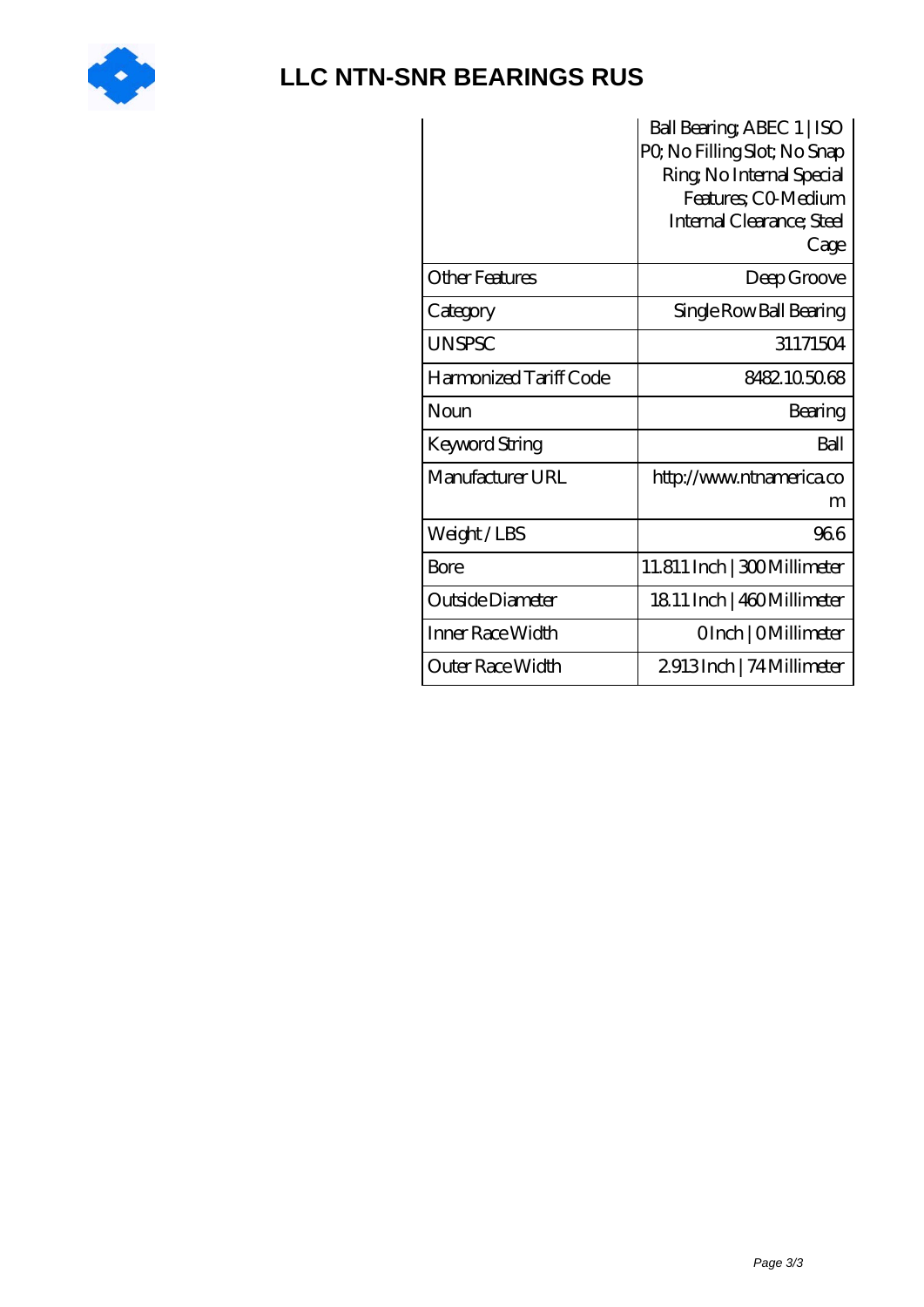| | |
|---|---|
| | Ball Bearing; ABEC 1 \| ISO P0; No Filling Slot; No Snap Ring; No Internal Special Features; C0-Medium Internal Clearance; Steel Cage |
| Other Features | Deep Groove |
| Category | Single Row Ball Bearing |
| UNSPSC | 31171504 |
| Harmonized Tariff Code | 8482.10.50.68 |
| Noun | Bearing |
| Keyword String | Ball |
| Manufacturer URL | http://www.ntnamerica.com |
| Weight / LBS | 96.6 |
| Bore | 11.811 Inch \| 300 Millimeter |
| Outside Diameter | 18.11 Inch \| 460 Millimeter |
| Inner Race Width | 0 Inch \| 0 Millimeter |
| Outer Race Width | 2.913 Inch \| 74 Millimeter |